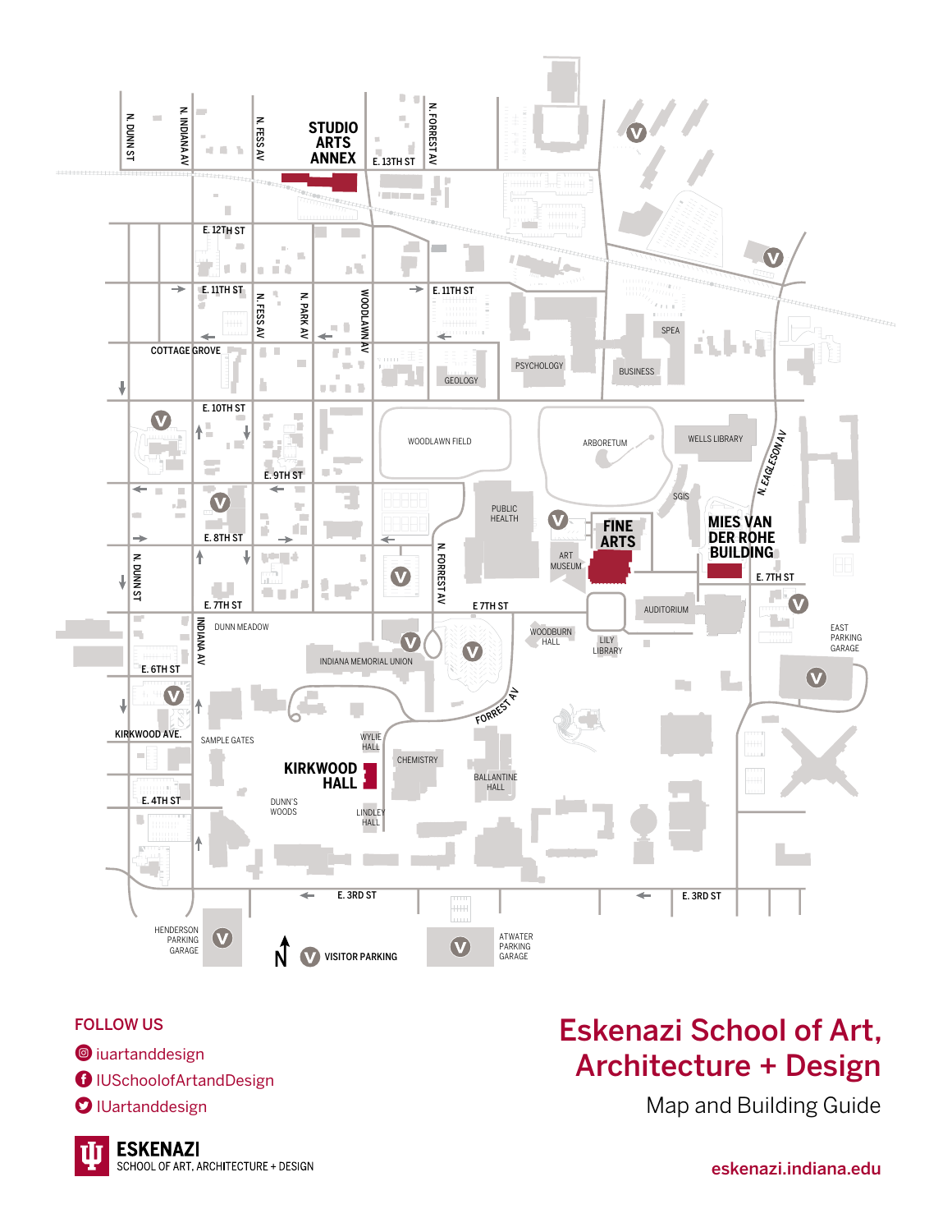STUDIO ARTS ANNEX

FINE ARTS

MIES VAN DER ROHE BUILDING

KIRKWOOD HALL

N. DUNN ST, N. INDIANA AV, N. FESS AV, E. 13TH ST, N. FORREST AV, E. 12TH ST, E. 11TH ST, N. PARK AV, WOODLAWN AV, COTTAGE GROVE, GEOLOGY, PSYCHOLOGY, BUSINESS, SPEA, E. 10TH ST, E. 9TH ST, WOODLAWN FIELD, ARBORETUM, WELLS LIBRARY, N. EAGLESON AV, SGIS, E. 8TH ST, PUBLIC HEALTH, ART MUSEUM, E. 7TH ST, E 7TH ST, AUDITORIUM, WOODBURN HALL, LILY LIBRARY, DUNN MEADOW, INDIANA MEMORIAL UNION, E. 6TH ST, EAST PARKING GARAGE, FORREST AV, KIRKWOOD AVE., SAMPLE GATES, WYLIE HALL, CHEMISTRY, BALLANTINE HALL, E. 4TH ST, DUNN'S WOODS, LINDLEY HALL, E. 3RD ST, HENDERSON PARKING GARAGE, ATWATER PARKING GARAGE

N

V VISITOR PARKING

FOLLOW US

- iuartanddesign
- IUSchoolofArtandDesign
- IUartanddesign

# Eskenazi School of Art, Architecture + Design

Map and Building Guide

ESKENAZI
SCHOOL OF ART, ARCHITECTURE + DESIGN

eskenazi.indiana.edu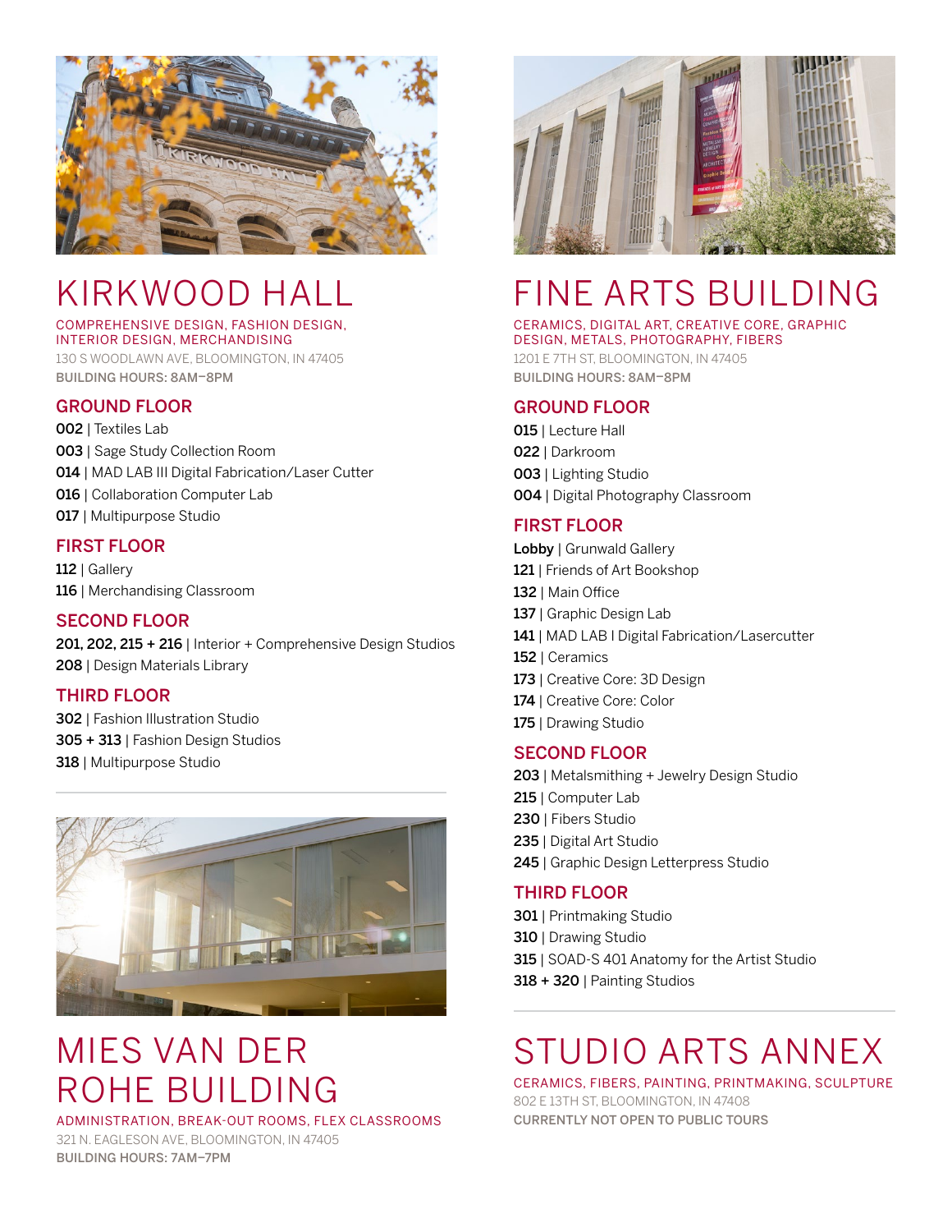# KIRKWOOD HALL

COMPREHENSIVE DESIGN, FASHION DESIGN, INTERIOR DESIGN, MERCHANDISING

130 S WOODLAWN AVE, BLOOMINGTON, IN 47405

BUILDING HOURS: 8AM–8PM

## GROUND FLOOR

**002** | Textiles Lab
**003** | Sage Study Collection Room
**014** | MAD LAB III Digital Fabrication/Laser Cutter
**016** | Collaboration Computer Lab
**017** | Multipurpose Studio

## FIRST FLOOR

**112** | Gallery
**116** | Merchandising Classroom

## SECOND FLOOR

**201, 202, 215 + 216** | Interior + Comprehensive Design Studios
**208** | Design Materials Library

## THIRD FLOOR

**302** | Fashion Illustration Studio
**305 + 313** | Fashion Design Studios
**318** | Multipurpose Studio

# MIES VAN DER ROHE BUILDING

ADMINISTRATION, BREAK-OUT ROOMS, FLEX CLASSROOMS

321 N. EAGLESON AVE, BLOOMINGTON, IN 47405

BUILDING HOURS: 7AM–7PM

# FINE ARTS BUILDING

CERAMICS, DIGITAL ART, CREATIVE CORE, GRAPHIC DESIGN, METALS, PHOTOGRAPHY, FIBERS

1201 E 7TH ST, BLOOMINGTON, IN 47405

BUILDING HOURS: 8AM–8PM

## GROUND FLOOR

**015** | Lecture Hall
**022** | Darkroom
**003** | Lighting Studio
**004** | Digital Photography Classroom

## FIRST FLOOR

**Lobby** | Grunwald Gallery
**121** | Friends of Art Bookshop
**132** | Main Office
**137** | Graphic Design Lab
**141** | MAD LAB I Digital Fabrication/Lasercutter
**152** | Ceramics
**173** | Creative Core: 3D Design
**174** | Creative Core: Color
**175** | Drawing Studio

## SECOND FLOOR

**203** | Metalsmithing + Jewelry Design Studio
**215** | Computer Lab
**230** | Fibers Studio
**235** | Digital Art Studio
**245** | Graphic Design Letterpress Studio

## THIRD FLOOR

**301** | Printmaking Studio
**310** | Drawing Studio
**315** | SOAD-S 401 Anatomy for the Artist Studio
**318 + 320** | Painting Studios

# STUDIO ARTS ANNEX

CERAMICS, FIBERS, PAINTING, PRINTMAKING, SCULPTURE

802 E 13TH ST, BLOOMINGTON, IN 47408

CURRENTLY NOT OPEN TO PUBLIC TOURS